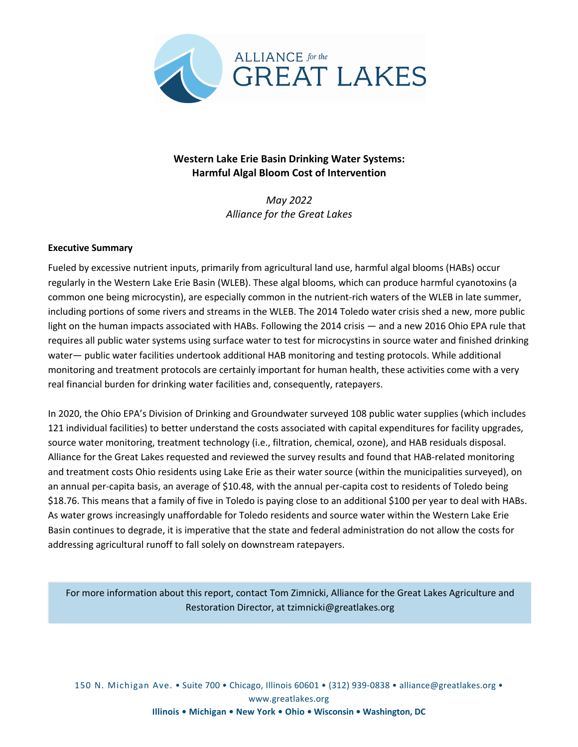# Western Lake Erie Basin Drinking Water Systems: Harmful Algal Bloom Cost of Intervention

*May 2022*
*Alliance for the Great Lakes*

**Executive Summary**

Fueled by excessive nutrient inputs, primarily from agricultural land use, harmful algal blooms (HABs) occur regularly in the Western Lake Erie Basin (WLEB). These algal blooms, which can produce harmful cyanotoxins (a common one being microcystin), are especially common in the nutrient-rich waters of the WLEB in late summer, including portions of some rivers and streams in the WLEB. The 2014 Toledo water crisis shed a new, more public light on the human impacts associated with HABs. Following the 2014 crisis — and a new 2016 Ohio EPA rule that requires all public water systems using surface water to test for microcystins in source water and finished drinking water— public water facilities undertook additional HAB monitoring and testing protocols. While additional monitoring and treatment protocols are certainly important for human health, these activities come with a very real financial burden for drinking water facilities and, consequently, ratepayers.

In 2020, the Ohio EPA's Division of Drinking and Groundwater surveyed 108 public water supplies (which includes 121 individual facilities) to better understand the costs associated with capital expenditures for facility upgrades, source water monitoring, treatment technology (i.e., filtration, chemical, ozone), and HAB residuals disposal. Alliance for the Great Lakes requested and reviewed the survey results and found that HAB-related monitoring and treatment costs Ohio residents using Lake Erie as their water source (within the municipalities surveyed), on an annual per-capita basis, an average of $10.48, with the annual per-capita cost to residents of Toledo being $18.76. This means that a family of five in Toledo is paying close to an additional $100 per year to deal with HABs. As water grows increasingly unaffordable for Toledo residents and source water within the Western Lake Erie Basin continues to degrade, it is imperative that the state and federal administration do not allow the costs for addressing agricultural runoff to fall solely on downstream ratepayers.

For more information about this report, contact Tom Zimnicki, Alliance for the Great Lakes Agriculture and Restoration Director, at tzimnicki@greatlakes.org

150 N. Michigan Ave. • Suite 700 • Chicago, Illinois 60601 • (312) 939-0838 • alliance@greatlakes.org • www.greatlakes.org

**Illinois • Michigan • New York • Ohio • Wisconsin • Washington, DC**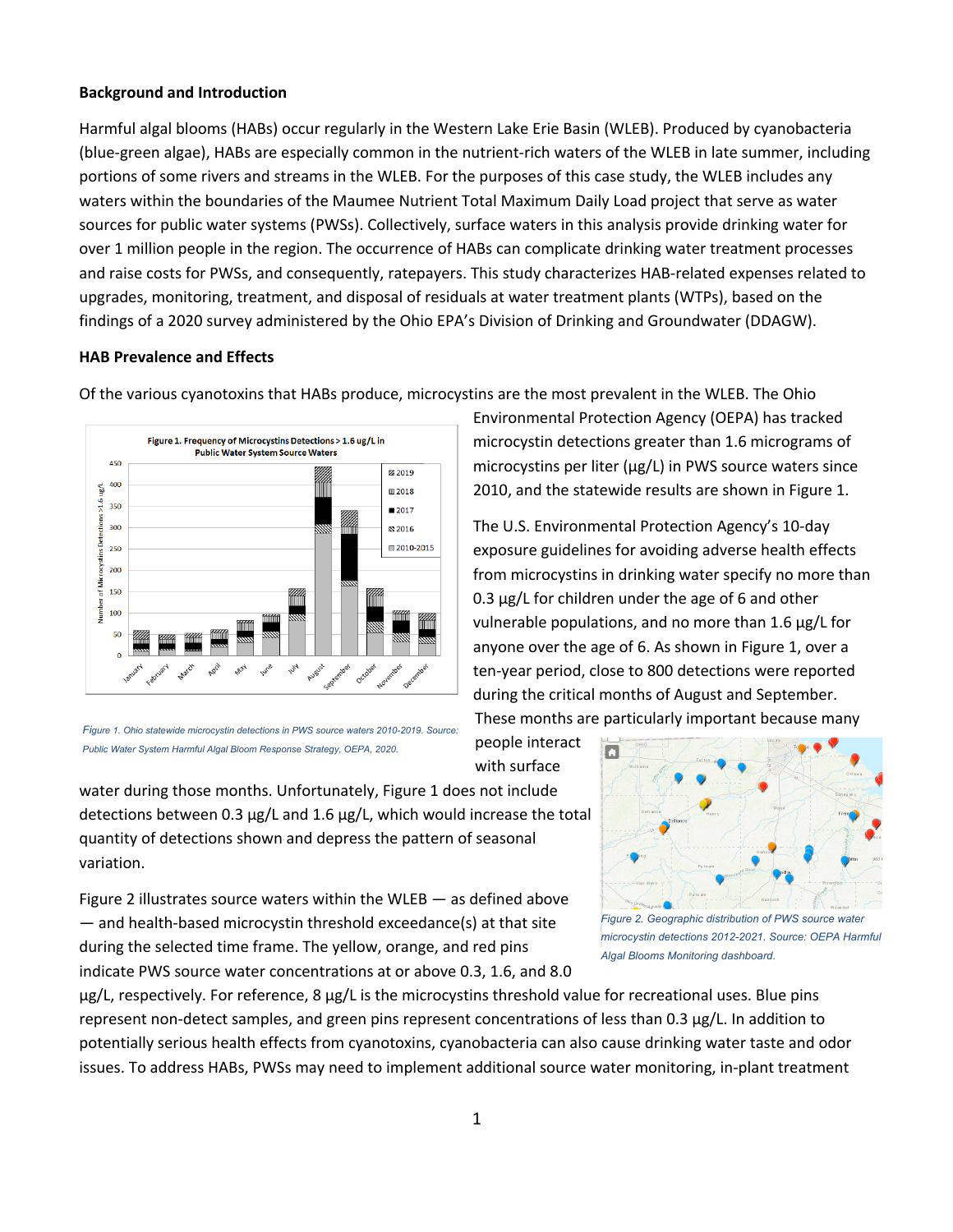**Background and Introduction**

Harmful algal blooms (HABs) occur regularly in the Western Lake Erie Basin (WLEB). Produced by cyanobacteria (blue-green algae), HABs are especially common in the nutrient-rich waters of the WLEB in late summer, including portions of some rivers and streams in the WLEB. For the purposes of this case study, the WLEB includes any waters within the boundaries of the Maumee Nutrient Total Maximum Daily Load project that serve as water sources for public water systems (PWSs). Collectively, surface waters in this analysis provide drinking water for over 1 million people in the region. The occurrence of HABs can complicate drinking water treatment processes and raise costs for PWSs, and consequently, ratepayers. This study characterizes HAB-related expenses related to upgrades, monitoring, treatment, and disposal of residuals at water treatment plants (WTPs), based on the findings of a 2020 survey administered by the Ohio EPA's Division of Drinking and Groundwater (DDAGW).

**HAB Prevalence and Effects**

Of the various cyanotoxins that HABs produce, microcystins are the most prevalent in the WLEB. The Ohio Environmental Protection Agency (OEPA) has tracked microcystin detections greater than 1.6 micrograms of microcystins per liter (µg/L) in PWS source waters since 2010, and the statewide results are shown in Figure 1.

*Figure 1. Ohio statewide microcystin detections in PWS source waters 2010-2019. Source: Public Water System Harmful Algal Bloom Response Strategy, OEPA, 2020.*

The U.S. Environmental Protection Agency's 10-day exposure guidelines for avoiding adverse health effects from microcystins in drinking water specify no more than 0.3 µg/L for children under the age of 6 and other vulnerable populations, and no more than 1.6 µg/L for anyone over the age of 6. As shown in Figure 1, over a ten-year period, close to 800 detections were reported during the critical months of August and September. These months are particularly important because many people interact with surface water during those months. Unfortunately, Figure 1 does not include detections between 0.3 µg/L and 1.6 µg/L, which would increase the total quantity of detections shown and depress the pattern of seasonal variation.

Figure 2 illustrates source waters within the WLEB — as defined above — and health-based microcystin threshold exceedance(s) at that site during the selected time frame. The yellow, orange, and red pins indicate PWS source water concentrations at or above 0.3, 1.6, and 8.0 µg/L, respectively. For reference, 8 µg/L is the microcystins threshold value for recreational uses. Blue pins represent non-detect samples, and green pins represent concentrations of less than 0.3 µg/L. In addition to potentially serious health effects from cyanotoxins, cyanobacteria can also cause drinking water taste and odor issues. To address HABs, PWSs may need to implement additional source water monitoring, in-plant treatment

*Figure 2. Geographic distribution of PWS source water microcystin detections 2012-2021. Source: OEPA Harmful Algal Blooms Monitoring dashboard.*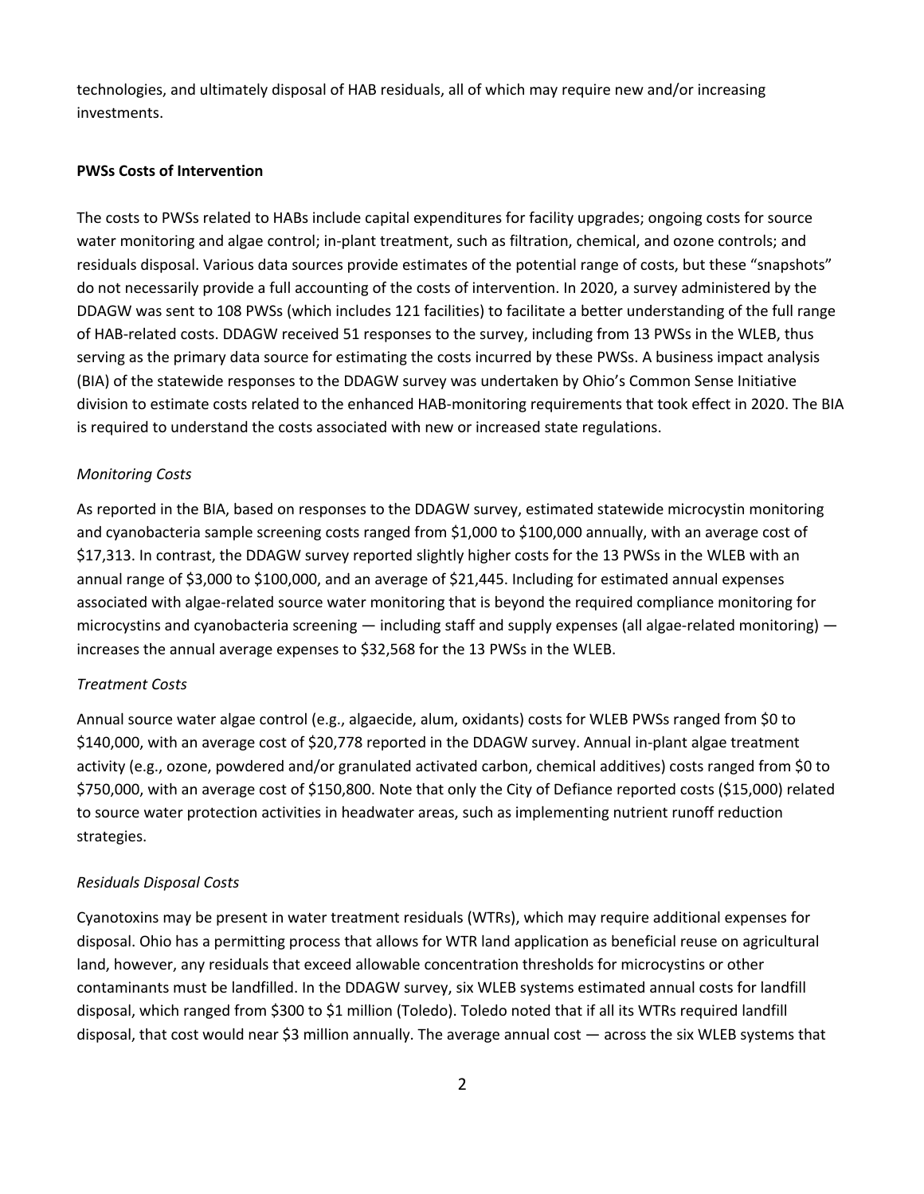technologies, and ultimately disposal of HAB residuals, all of which may require new and/or increasing investments.

**PWSs Costs of Intervention**

The costs to PWSs related to HABs include capital expenditures for facility upgrades; ongoing costs for source water monitoring and algae control; in-plant treatment, such as filtration, chemical, and ozone controls; and residuals disposal. Various data sources provide estimates of the potential range of costs, but these "snapshots" do not necessarily provide a full accounting of the costs of intervention. In 2020, a survey administered by the DDAGW was sent to 108 PWSs (which includes 121 facilities) to facilitate a better understanding of the full range of HAB-related costs. DDAGW received 51 responses to the survey, including from 13 PWSs in the WLEB, thus serving as the primary data source for estimating the costs incurred by these PWSs. A business impact analysis (BIA) of the statewide responses to the DDAGW survey was undertaken by Ohio's Common Sense Initiative division to estimate costs related to the enhanced HAB-monitoring requirements that took effect in 2020. The BIA is required to understand the costs associated with new or increased state regulations.

*Monitoring Costs*

As reported in the BIA, based on responses to the DDAGW survey, estimated statewide microcystin monitoring and cyanobacteria sample screening costs ranged from $1,000 to $100,000 annually, with an average cost of $17,313. In contrast, the DDAGW survey reported slightly higher costs for the 13 PWSs in the WLEB with an annual range of $3,000 to $100,000, and an average of $21,445. Including for estimated annual expenses associated with algae-related source water monitoring that is beyond the required compliance monitoring for microcystins and cyanobacteria screening — including staff and supply expenses (all algae-related monitoring) — increases the annual average expenses to $32,568 for the 13 PWSs in the WLEB.

*Treatment Costs*

Annual source water algae control (e.g., algaecide, alum, oxidants) costs for WLEB PWSs ranged from $0 to $140,000, with an average cost of $20,778 reported in the DDAGW survey. Annual in-plant algae treatment activity (e.g., ozone, powdered and/or granulated activated carbon, chemical additives) costs ranged from $0 to $750,000, with an average cost of $150,800. Note that only the City of Defiance reported costs ($15,000) related to source water protection activities in headwater areas, such as implementing nutrient runoff reduction strategies.

*Residuals Disposal Costs*

Cyanotoxins may be present in water treatment residuals (WTRs), which may require additional expenses for disposal. Ohio has a permitting process that allows for WTR land application as beneficial reuse on agricultural land, however, any residuals that exceed allowable concentration thresholds for microcystins or other contaminants must be landfilled. In the DDAGW survey, six WLEB systems estimated annual costs for landfill disposal, which ranged from $300 to $1 million (Toledo). Toledo noted that if all its WTRs required landfill disposal, that cost would near $3 million annually. The average annual cost — across the six WLEB systems that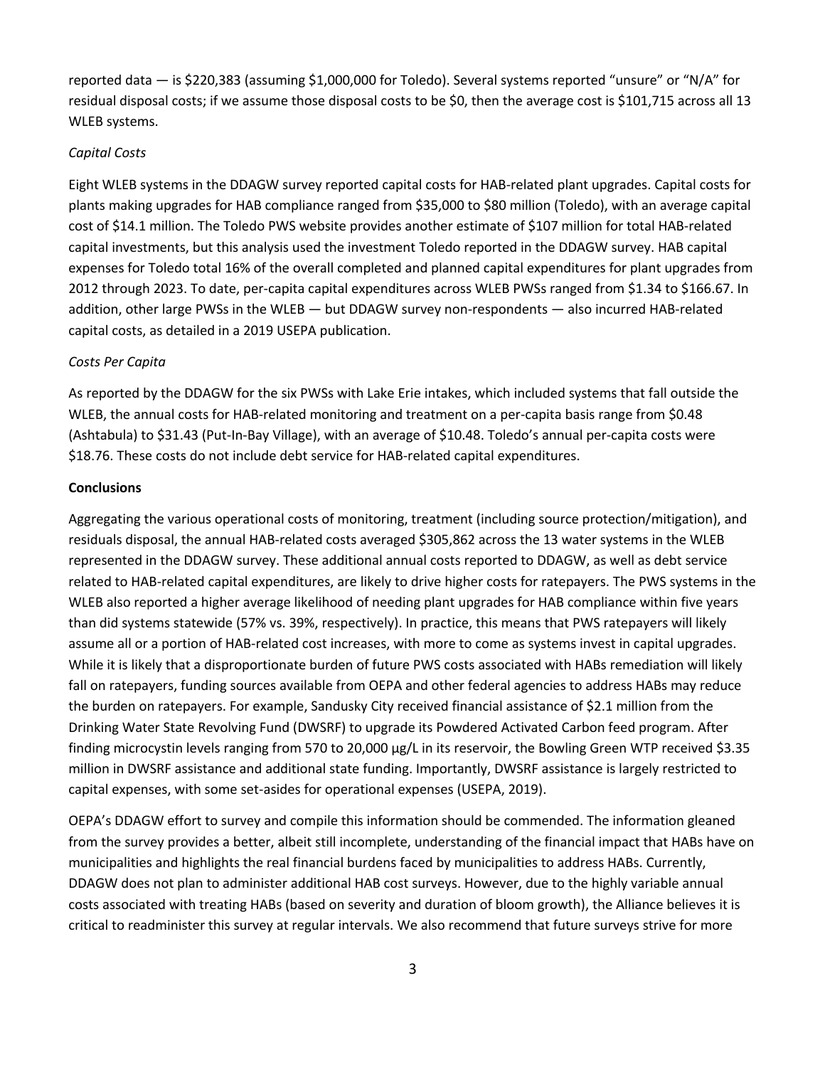reported data — is $220,383 (assuming $1,000,000 for Toledo). Several systems reported "unsure" or "N/A" for residual disposal costs; if we assume those disposal costs to be $0, then the average cost is $101,715 across all 13 WLEB systems.

*Capital Costs*

Eight WLEB systems in the DDAGW survey reported capital costs for HAB-related plant upgrades. Capital costs for plants making upgrades for HAB compliance ranged from $35,000 to $80 million (Toledo), with an average capital cost of $14.1 million. The Toledo PWS website provides another estimate of $107 million for total HAB-related capital investments, but this analysis used the investment Toledo reported in the DDAGW survey. HAB capital expenses for Toledo total 16% of the overall completed and planned capital expenditures for plant upgrades from 2012 through 2023. To date, per-capita capital expenditures across WLEB PWSs ranged from $1.34 to $166.67. In addition, other large PWSs in the WLEB — but DDAGW survey non-respondents — also incurred HAB-related capital costs, as detailed in a 2019 USEPA publication.

*Costs Per Capita*

As reported by the DDAGW for the six PWSs with Lake Erie intakes, which included systems that fall outside the WLEB, the annual costs for HAB-related monitoring and treatment on a per-capita basis range from $0.48 (Ashtabula) to $31.43 (Put-In-Bay Village), with an average of $10.48. Toledo's annual per-capita costs were $18.76. These costs do not include debt service for HAB-related capital expenditures.

**Conclusions**

Aggregating the various operational costs of monitoring, treatment (including source protection/mitigation), and residuals disposal, the annual HAB-related costs averaged $305,862 across the 13 water systems in the WLEB represented in the DDAGW survey. These additional annual costs reported to DDAGW, as well as debt service related to HAB-related capital expenditures, are likely to drive higher costs for ratepayers. The PWS systems in the WLEB also reported a higher average likelihood of needing plant upgrades for HAB compliance within five years than did systems statewide (57% vs. 39%, respectively). In practice, this means that PWS ratepayers will likely assume all or a portion of HAB-related cost increases, with more to come as systems invest in capital upgrades. While it is likely that a disproportionate burden of future PWS costs associated with HABs remediation will likely fall on ratepayers, funding sources available from OEPA and other federal agencies to address HABs may reduce the burden on ratepayers. For example, Sandusky City received financial assistance of $2.1 million from the Drinking Water State Revolving Fund (DWSRF) to upgrade its Powdered Activated Carbon feed program. After finding microcystin levels ranging from 570 to 20,000 µg/L in its reservoir, the Bowling Green WTP received $3.35 million in DWSRF assistance and additional state funding. Importantly, DWSRF assistance is largely restricted to capital expenses, with some set-asides for operational expenses (USEPA, 2019).

OEPA's DDAGW effort to survey and compile this information should be commended. The information gleaned from the survey provides a better, albeit still incomplete, understanding of the financial impact that HABs have on municipalities and highlights the real financial burdens faced by municipalities to address HABs. Currently, DDAGW does not plan to administer additional HAB cost surveys. However, due to the highly variable annual costs associated with treating HABs (based on severity and duration of bloom growth), the Alliance believes it is critical to readminister this survey at regular intervals. We also recommend that future surveys strive for more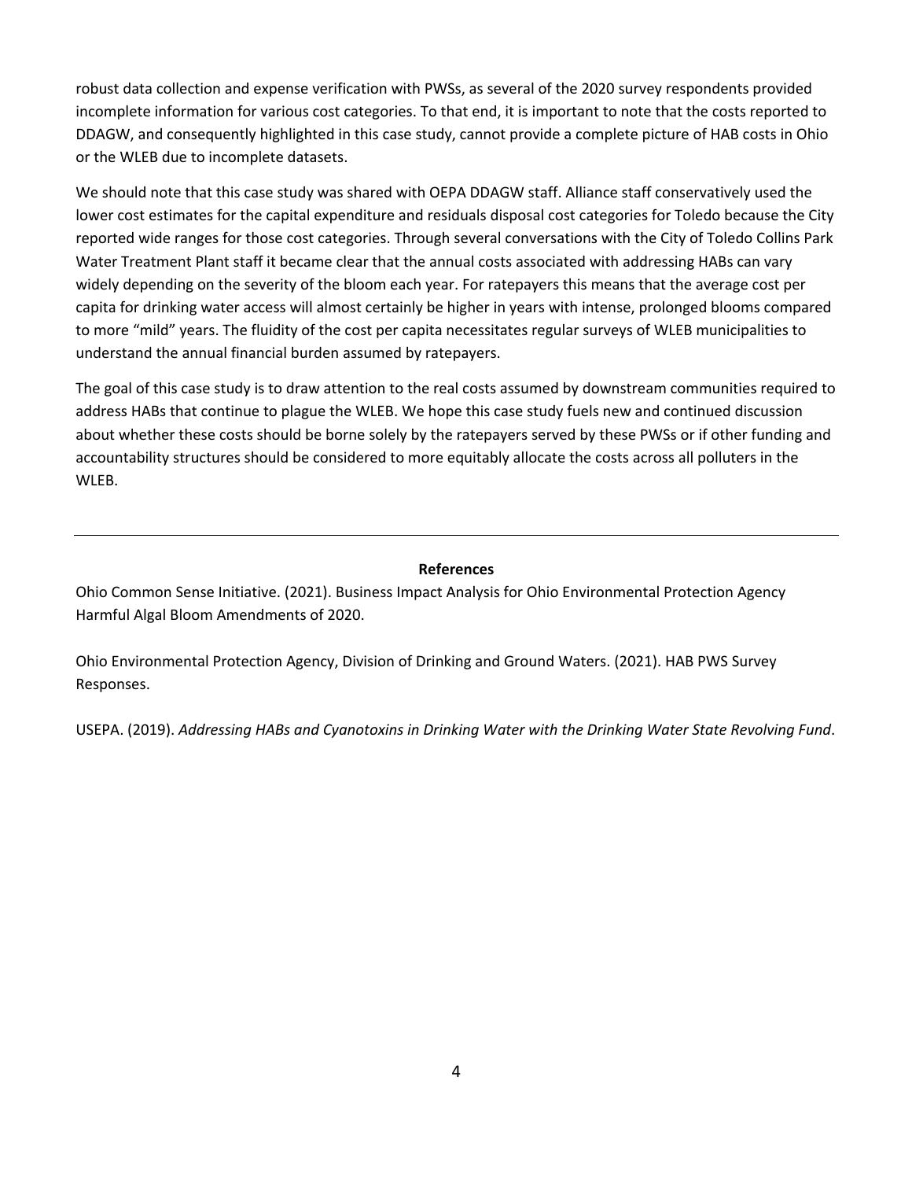robust data collection and expense verification with PWSs, as several of the 2020 survey respondents provided incomplete information for various cost categories. To that end, it is important to note that the costs reported to DDAGW, and consequently highlighted in this case study, cannot provide a complete picture of HAB costs in Ohio or the WLEB due to incomplete datasets.

We should note that this case study was shared with OEPA DDAGW staff. Alliance staff conservatively used the lower cost estimates for the capital expenditure and residuals disposal cost categories for Toledo because the City reported wide ranges for those cost categories. Through several conversations with the City of Toledo Collins Park Water Treatment Plant staff it became clear that the annual costs associated with addressing HABs can vary widely depending on the severity of the bloom each year. For ratepayers this means that the average cost per capita for drinking water access will almost certainly be higher in years with intense, prolonged blooms compared to more "mild" years. The fluidity of the cost per capita necessitates regular surveys of WLEB municipalities to understand the annual financial burden assumed by ratepayers.

The goal of this case study is to draw attention to the real costs assumed by downstream communities required to address HABs that continue to plague the WLEB. We hope this case study fuels new and continued discussion about whether these costs should be borne solely by the ratepayers served by these PWSs or if other funding and accountability structures should be considered to more equitably allocate the costs across all polluters in the WLEB.

---

**References**

Ohio Common Sense Initiative. (2021). Business Impact Analysis for Ohio Environmental Protection Agency Harmful Algal Bloom Amendments of 2020.

Ohio Environmental Protection Agency, Division of Drinking and Ground Waters. (2021). HAB PWS Survey Responses.

USEPA. (2019). *Addressing HABs and Cyanotoxins in Drinking Water with the Drinking Water State Revolving Fund*.